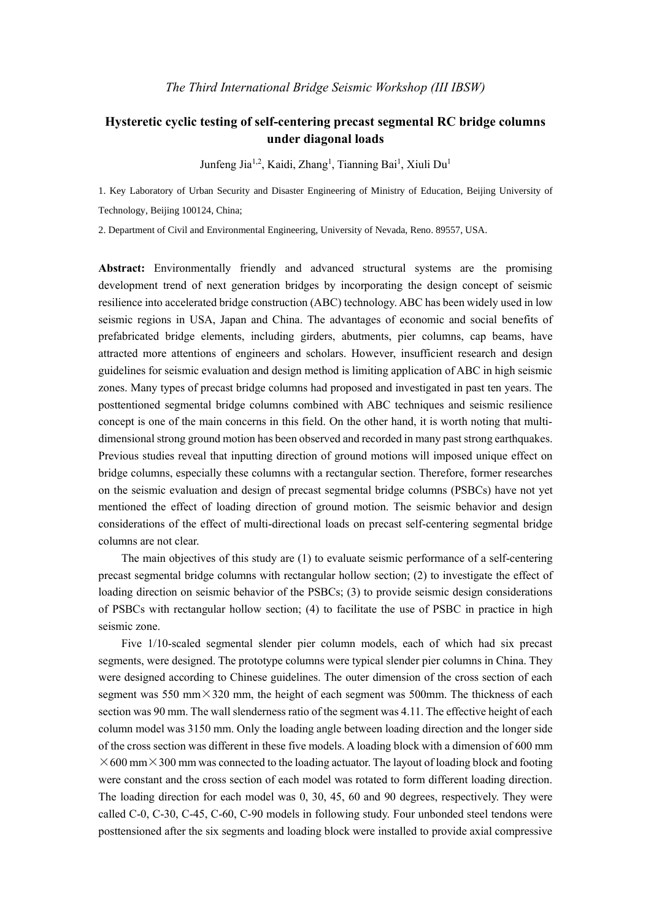*The Third International Bridge Seismic Workshop (III IBSW)*

# Hysteretic cyclic testing of self-centering precast segmental RC bridge columns under diagonal loads

Junfeng Jia[1,2], Kaidi, Zhang[1], Tianning Bai[1], Xiuli Du[1]

1. Key Laboratory of Urban Security and Disaster Engineering of Ministry of Education, Beijing University of Technology, Beijing 100124, China;

2. Department of Civil and Environmental Engineering, University of Nevada, Reno. 89557, USA.

**Abstract:** Environmentally friendly and advanced structural systems are the promising development trend of next generation bridges by incorporating the design concept of seismic resilience into accelerated bridge construction (ABC) technology. ABC has been widely used in low seismic regions in USA, Japan and China. The advantages of economic and social benefits of prefabricated bridge elements, including girders, abutments, pier columns, cap beams, have attracted more attentions of engineers and scholars. However, insufficient research and design guidelines for seismic evaluation and design method is limiting application of ABC in high seismic zones. Many types of precast bridge columns had proposed and investigated in past ten years. The posttentioned segmental bridge columns combined with ABC techniques and seismic resilience concept is one of the main concerns in this field. On the other hand, it is worth noting that multi-dimensional strong ground motion has been observed and recorded in many past strong earthquakes. Previous studies reveal that inputting direction of ground motions will imposed unique effect on bridge columns, especially these columns with a rectangular section. Therefore, former researches on the seismic evaluation and design of precast segmental bridge columns (PSBCs) have not yet mentioned the effect of loading direction of ground motion. The seismic behavior and design considerations of the effect of multi-directional loads on precast self-centering segmental bridge columns are not clear.

The main objectives of this study are (1) to evaluate seismic performance of a self-centering precast segmental bridge columns with rectangular hollow section; (2) to investigate the effect of loading direction on seismic behavior of the PSBCs; (3) to provide seismic design considerations of PSBCs with rectangular hollow section; (4) to facilitate the use of PSBC in practice in high seismic zone.

Five 1/10-scaled segmental slender pier column models, each of which had six precast segments, were designed. The prototype columns were typical slender pier columns in China. They were designed according to Chinese guidelines. The outer dimension of the cross section of each segment was 550 mm×320 mm, the height of each segment was 500mm. The thickness of each section was 90 mm. The wall slenderness ratio of the segment was 4.11. The effective height of each column model was 3150 mm. Only the loading angle between loading direction and the longer side of the cross section was different in these five models. A loading block with a dimension of 600 mm ×600 mm×300 mm was connected to the loading actuator. The layout of loading block and footing were constant and the cross section of each model was rotated to form different loading direction. The loading direction for each model was 0, 30, 45, 60 and 90 degrees, respectively. They were called C-0, C-30, C-45, C-60, C-90 models in following study. Four unbonded steel tendons were posttensioned after the six segments and loading block were installed to provide axial compressive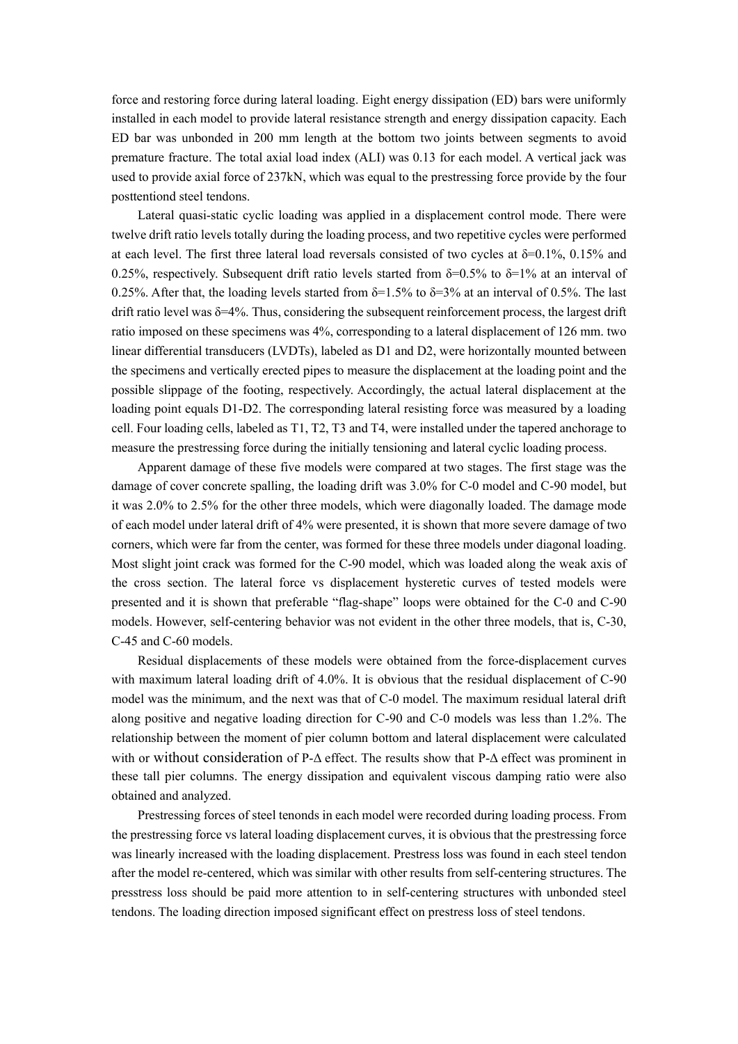force and restoring force during lateral loading. Eight energy dissipation (ED) bars were uniformly installed in each model to provide lateral resistance strength and energy dissipation capacity. Each ED bar was unbonded in 200 mm length at the bottom two joints between segments to avoid premature fracture. The total axial load index (ALI) was 0.13 for each model. A vertical jack was used to provide axial force of 237kN, which was equal to the prestressing force provide by the four posttentiond steel tendons.

Lateral quasi-static cyclic loading was applied in a displacement control mode. There were twelve drift ratio levels totally during the loading process, and two repetitive cycles were performed at each level. The first three lateral load reversals consisted of two cycles at $\delta$=0.1%, 0.15% and 0.25%, respectively. Subsequent drift ratio levels started from $\delta$=0.5% to $\delta$=1% at an interval of 0.25%. After that, the loading levels started from $\delta$=1.5% to $\delta$=3% at an interval of 0.5%. The last drift ratio level was $\delta$=4%. Thus, considering the subsequent reinforcement process, the largest drift ratio imposed on these specimens was 4%, corresponding to a lateral displacement of 126 mm. two linear differential transducers (LVDTs), labeled as D1 and D2, were horizontally mounted between the specimens and vertically erected pipes to measure the displacement at the loading point and the possible slippage of the footing, respectively. Accordingly, the actual lateral displacement at the loading point equals D1-D2. The corresponding lateral resisting force was measured by a loading cell. Four loading cells, labeled as T1, T2, T3 and T4, were installed under the tapered anchorage to measure the prestressing force during the initially tensioning and lateral cyclic loading process.

Apparent damage of these five models were compared at two stages. The first stage was the damage of cover concrete spalling, the loading drift was 3.0% for C-0 model and C-90 model, but it was 2.0% to 2.5% for the other three models, which were diagonally loaded. The damage mode of each model under lateral drift of 4% were presented, it is shown that more severe damage of two corners, which were far from the center, was formed for these three models under diagonal loading. Most slight joint crack was formed for the C-90 model, which was loaded along the weak axis of the cross section. The lateral force vs displacement hysteretic curves of tested models were presented and it is shown that preferable "flag-shape" loops were obtained for the C-0 and C-90 models. However, self-centering behavior was not evident in the other three models, that is, C-30, C-45 and C-60 models.

Residual displacements of these models were obtained from the force-displacement curves with maximum lateral loading drift of 4.0%. It is obvious that the residual displacement of C-90 model was the minimum, and the next was that of C-0 model. The maximum residual lateral drift along positive and negative loading direction for C-90 and C-0 models was less than 1.2%. The relationship between the moment of pier column bottom and lateral displacement were calculated with or without consideration of P-$\Delta$ effect. The results show that P-$\Delta$ effect was prominent in these tall pier columns. The energy dissipation and equivalent viscous damping ratio were also obtained and analyzed.

Prestressing forces of steel tenonds in each model were recorded during loading process. From the prestressing force vs lateral loading displacement curves, it is obvious that the prestressing force was linearly increased with the loading displacement. Prestress loss was found in each steel tendon after the model re-centered, which was similar with other results from self-centering structures. The presstress loss should be paid more attention to in self-centering structures with unbonded steel tendons. The loading direction imposed significant effect on prestress loss of steel tendons.